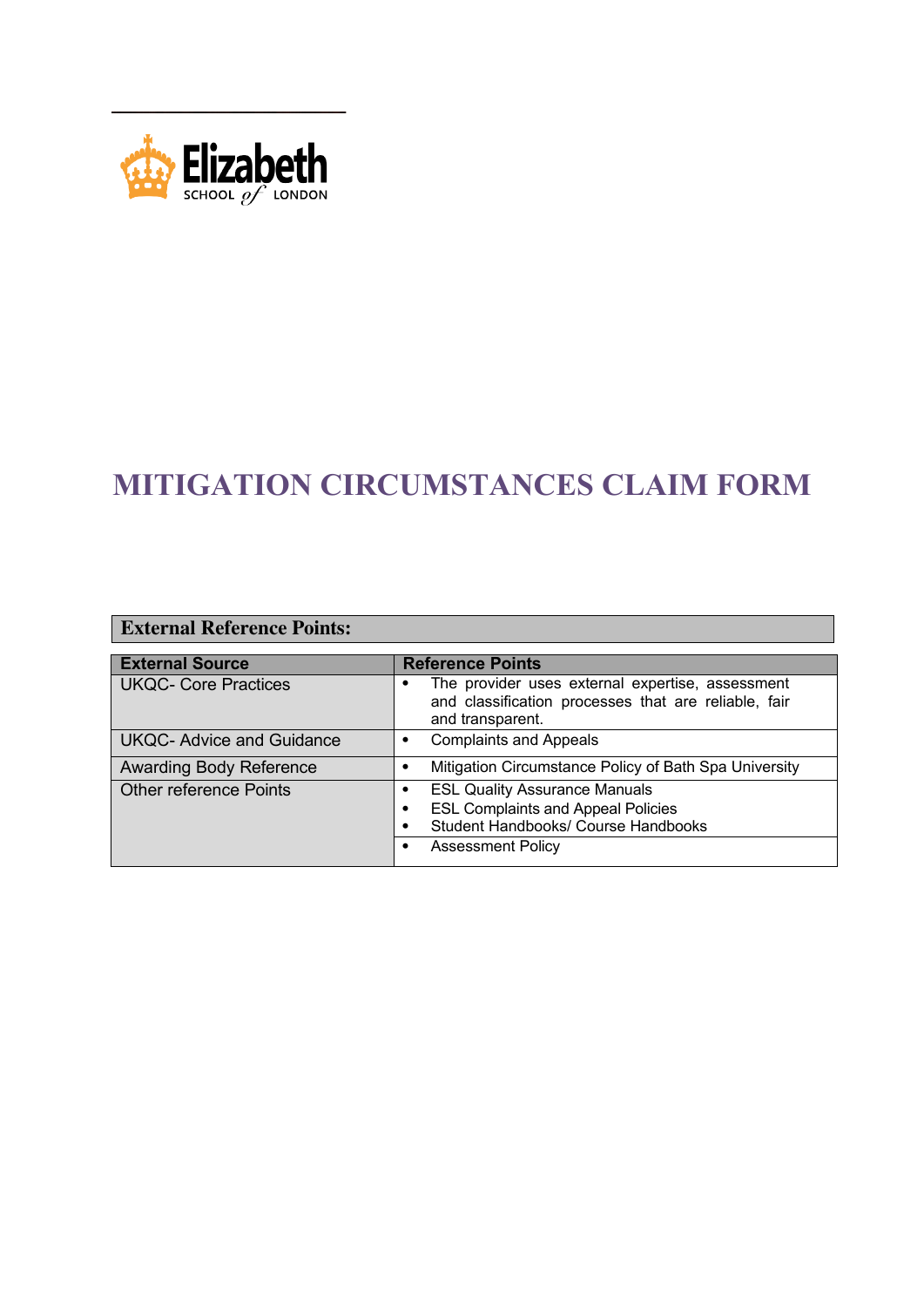Elizabeth SCHOOL of LONDON

# MITIGATION CIRCUMSTANCES CLAIM FORM

**External Reference Points:**

| External Source | Reference Points |
|---|---|
| UKQC- Core Practices | • The provider uses external expertise, assessment and classification processes that are reliable, fair and transparent. |
| UKQC- Advice and Guidance | • Complaints and Appeals |
| Awarding Body Reference | • Mitigation Circumstance Policy of Bath Spa University |
| Other reference Points | • ESL Quality Assurance Manuals<br>• ESL Complaints and Appeal Policies<br>• Student Handbooks/ Course Handbooks |
| | • Assessment Policy |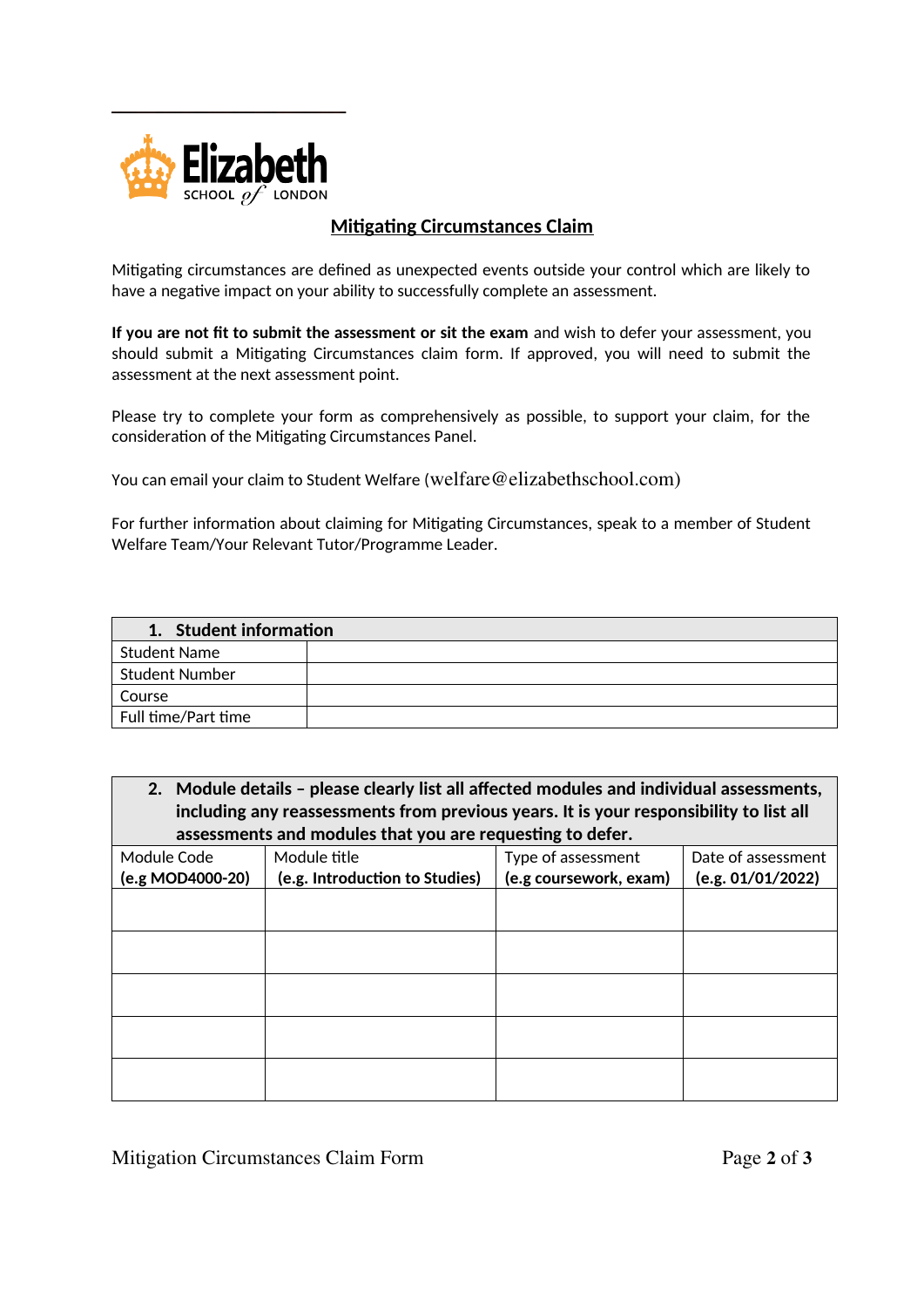Elizabeth SCHOOL of LONDON

## Mitigating Circumstances Claim

Mitigating circumstances are defined as unexpected events outside your control which are likely to have a negative impact on your ability to successfully complete an assessment.

**If you are not fit to submit the assessment or sit the exam** and wish to defer your assessment, you should submit a Mitigating Circumstances claim form. If approved, you will need to submit the assessment at the next assessment point.

Please try to complete your form as comprehensively as possible, to support your claim, for the consideration of the Mitigating Circumstances Panel.

You can email your claim to Student Welfare (welfare@elizabethschool.com)

For further information about claiming for Mitigating Circumstances, speak to a member of Student Welfare Team/Your Relevant Tutor/Programme Leader.

| 1. Student information | |
|---|---|
| Student Name | |
| Student Number | |
| Course | |
| Full time/Part time | |

| 2. Module details – please clearly list all affected modules and individual assessments, including any reassessments from previous years. It is your responsibility to list all assessments and modules that you are requesting to defer. | | | |
|---|---|---|---|
| Module Code **(e.g MOD4000-20)** | Module title **(e.g. Introduction to Studies)** | Type of assessment **(e.g coursework, exam)** | Date of assessment **(e.g. 01/01/2022)** |
| | | | |
| | | | |
| | | | |
| | | | |
| | | | |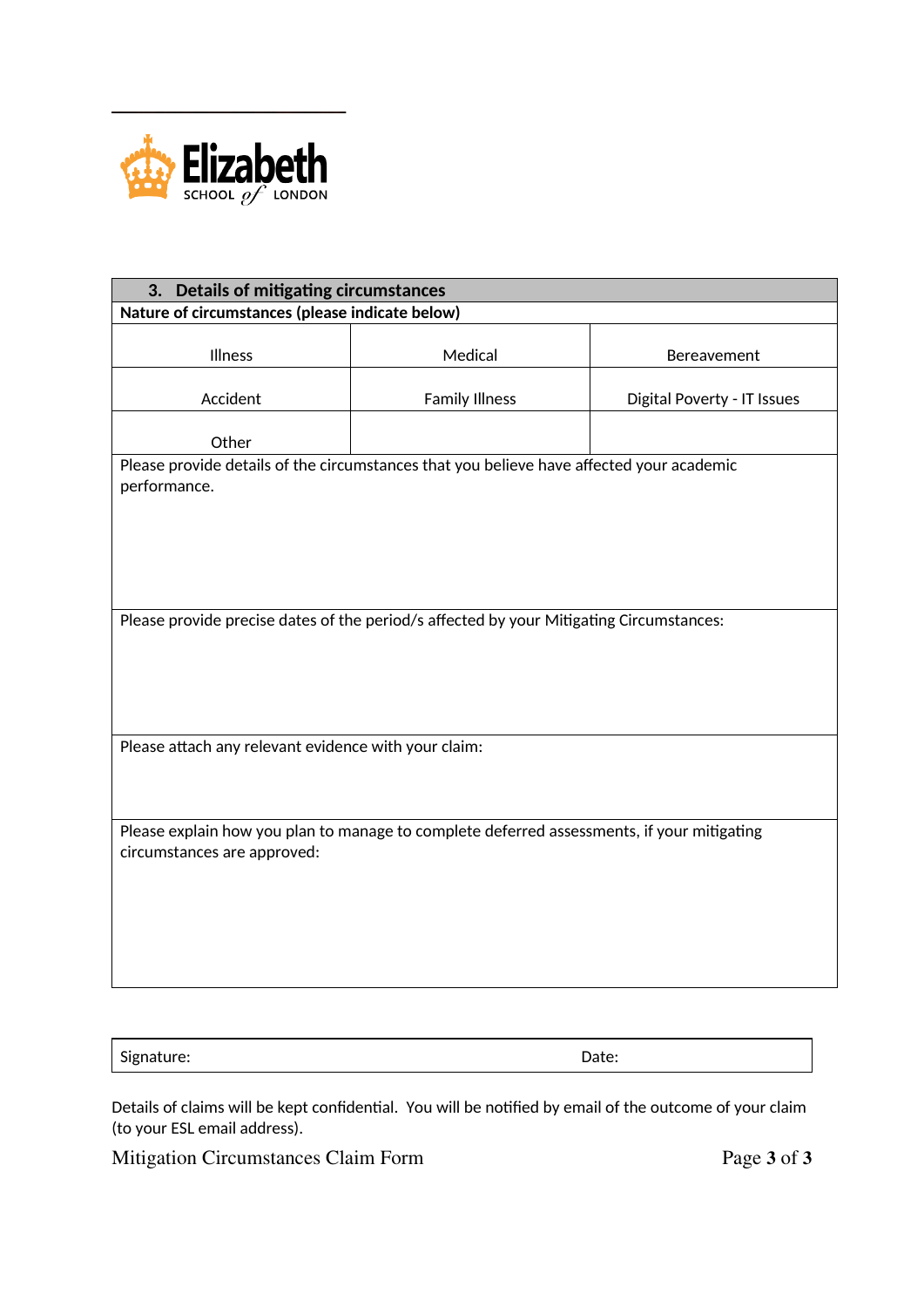Elizabeth SCHOOL of LONDON

## 3. Details of mitigating circumstances

**Nature of circumstances (please indicate below)**

| | | |
|---|---|---|
| Illness | Medical | Bereavement |
| Accident | Family Illness | Digital Poverty - IT Issues |
| Other | | |

Please provide details of the circumstances that you believe have affected your academic performance.

Please provide precise dates of the period/s affected by your Mitigating Circumstances:

Please attach any relevant evidence with your claim:

Please explain how you plan to manage to complete deferred assessments, if your mitigating circumstances are approved:

| | |
|---|---|
| Signature: | Date: |

Details of claims will be kept confidential. You will be notified by email of the outcome of your claim (to your ESL email address).